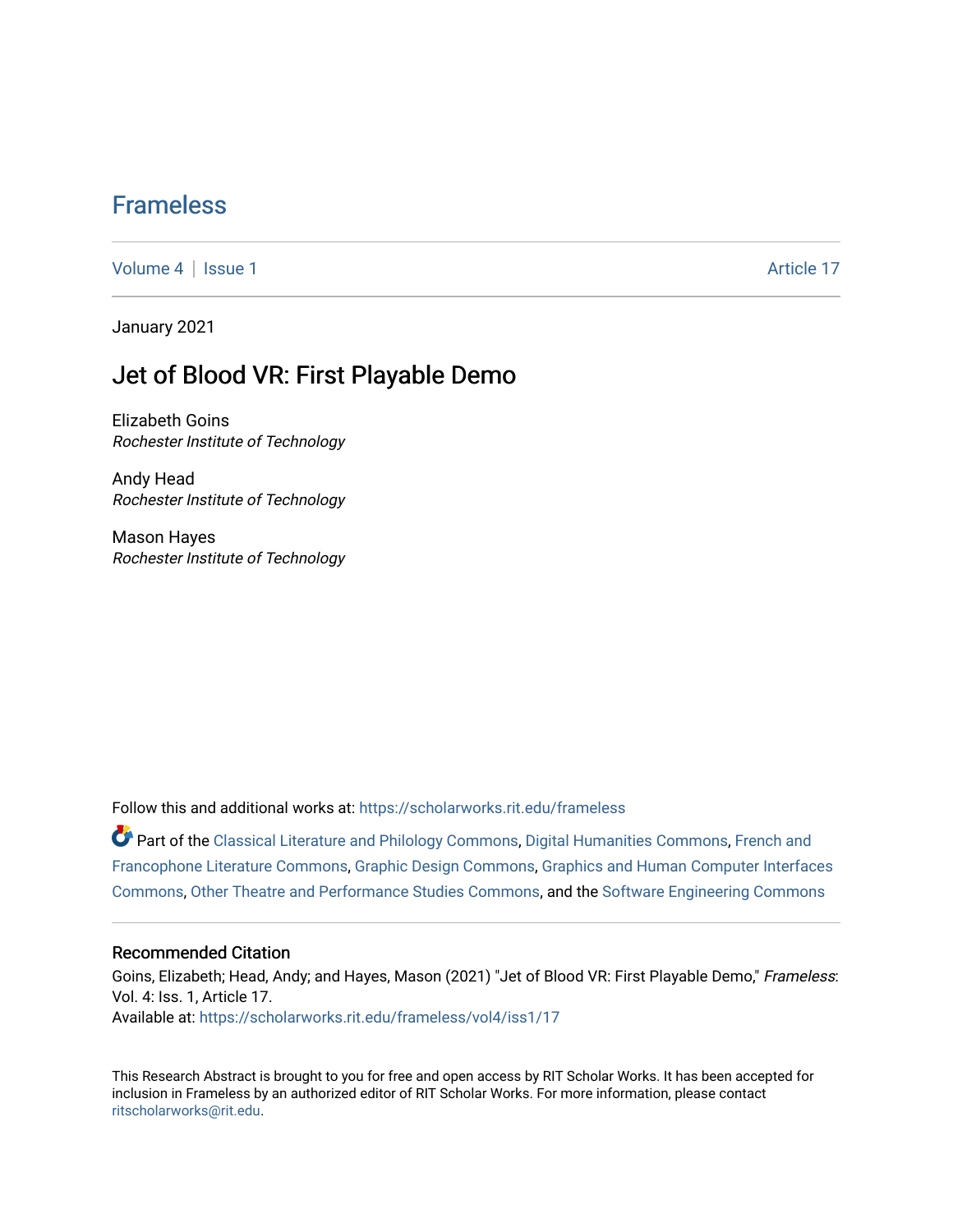# Frameless

Volume 4 | Issue 1 Article 17

January 2021

## Jet of Blood VR: First Playable Demo

Elizabeth Goins
*Rochester Institute of Technology*

Andy Head
*Rochester Institute of Technology*

Mason Hayes
*Rochester Institute of Technology*

Follow this and additional works at: https://scholarworks.rit.edu/frameless

Part of the Classical Literature and Philology Commons, Digital Humanities Commons, French and Francophone Literature Commons, Graphic Design Commons, Graphics and Human Computer Interfaces Commons, Other Theatre and Performance Studies Commons, and the Software Engineering Commons

### Recommended Citation

Goins, Elizabeth; Head, Andy; and Hayes, Mason (2021) "Jet of Blood VR: First Playable Demo," *Frameless*: Vol. 4: Iss. 1, Article 17.
Available at: https://scholarworks.rit.edu/frameless/vol4/iss1/17

This Research Abstract is brought to you for free and open access by RIT Scholar Works. It has been accepted for inclusion in Frameless by an authorized editor of RIT Scholar Works. For more information, please contact ritscholarworks@rit.edu.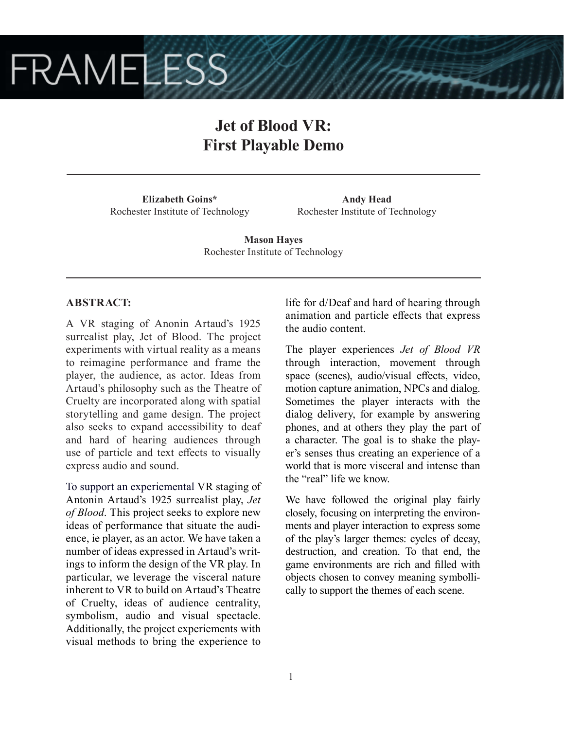# Jet of Blood VR: First Playable Demo

**Elizabeth Goins***
Rochester Institute of Technology

**Andy Head**
Rochester Institute of Technology

**Mason Hayes**
Rochester Institute of Technology

---

**ABSTRACT:**

A VR staging of Anonin Artaud's 1925 surrealist play, Jet of Blood. The project experiments with virtual reality as a means to reimagine performance and frame the player, the audience, as actor. Ideas from Artaud's philosophy such as the Theatre of Cruelty are incorporated along with spatial storytelling and game design. The project also seeks to expand accessibility to deaf and hard of hearing audiences through use of particle and text effects to visually express audio and sound.

To support an experiemental VR staging of Antonin Artaud's 1925 surrealist play, *Jet of Blood*. This project seeks to explore new ideas of performance that situate the audience, ie player, as an actor. We have taken a number of ideas expressed in Artaud's writings to inform the design of the VR play. In particular, we leverage the visceral nature inherent to VR to build on Artaud's Theatre of Cruelty, ideas of audience centrality, symbolism, audio and visual spectacle. Additionally, the project experiements with visual methods to bring the experience to life for d/Deaf and hard of hearing through animation and particle effects that express the audio content.

The player experiences *Jet of Blood VR* through interaction, movement through space (scenes), audio/visual effects, video, motion capture animation, NPCs and dialog. Sometimes the player interacts with the dialog delivery, for example by answering phones, and at others they play the part of a character. The goal is to shake the player's senses thus creating an experience of a world that is more visceral and intense than the "real" life we know.

We have followed the original play fairly closely, focusing on interpreting the environments and player interaction to express some of the play's larger themes: cycles of decay, destruction, and creation. To that end, the game environments are rich and filled with objects chosen to convey meaning symbollically to support the themes of each scene.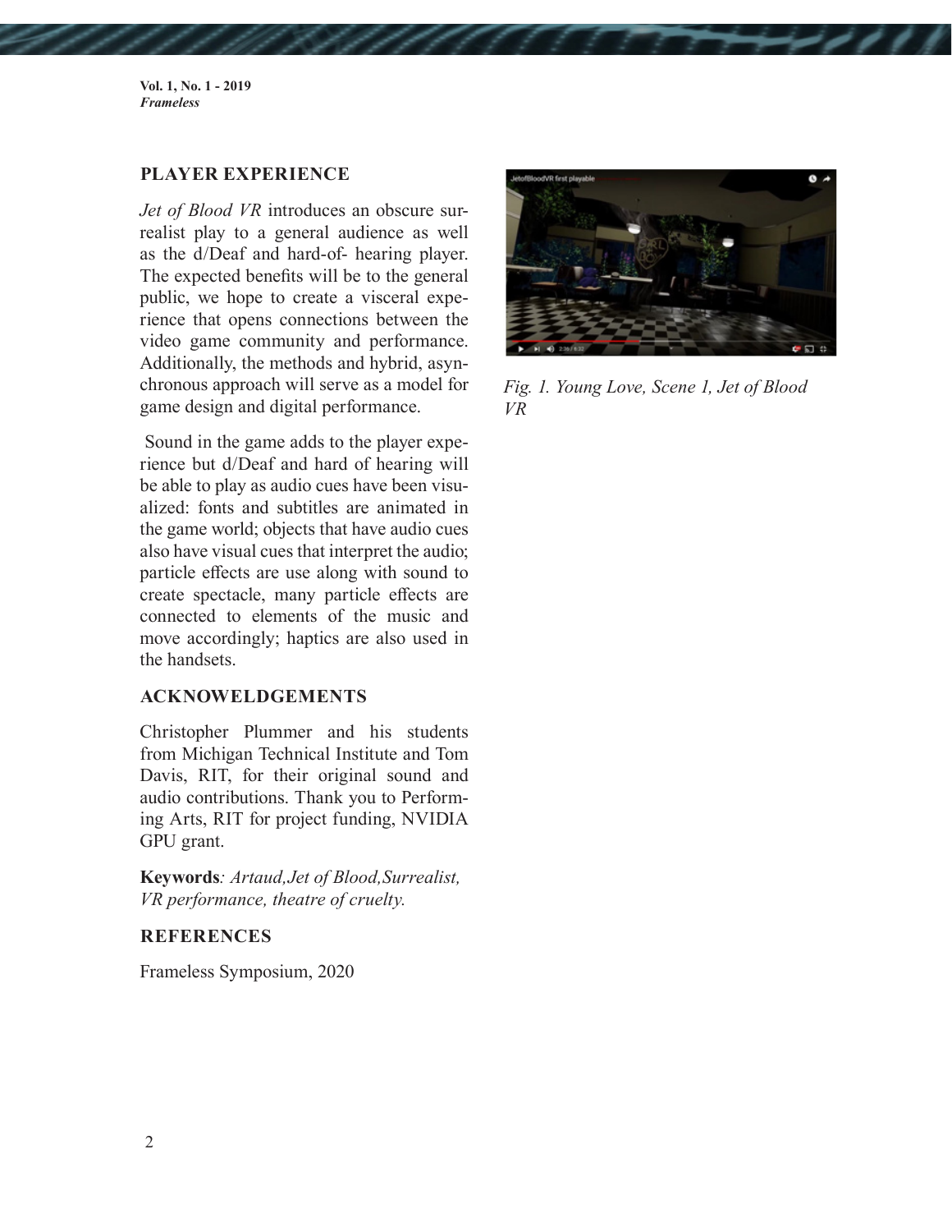## PLAYER EXPERIENCE

*Jet of Blood VR* introduces an obscure surrealist play to a general audience as well as the d/Deaf and hard-of- hearing player. The expected benefits will be to the general public, we hope to create a visceral experience that opens connections between the video game community and performance. Additionally, the methods and hybrid, asynchronous approach will serve as a model for game design and digital performance.

Sound in the game adds to the player experience but d/Deaf and hard of hearing will be able to play as audio cues have been visualized: fonts and subtitles are animated in the game world; objects that have audio cues also have visual cues that interpret the audio; particle effects are use along with sound to create spectacle, many particle effects are connected to elements of the music and move accordingly; haptics are also used in the handsets.

## ACKNOWELDGEMENTS

Christopher Plummer and his students from Michigan Technical Institute and Tom Davis, RIT, for their original sound and audio contributions. Thank you to Performing Arts, RIT for project funding, NVIDIA GPU grant.

**Keywords***: Artaud,Jet of Blood,Surrealist, VR performance, theatre of cruelty.*

## REFERENCES

Frameless Symposium, 2020

*Fig. 1. Young Love, Scene 1, Jet of Blood VR*